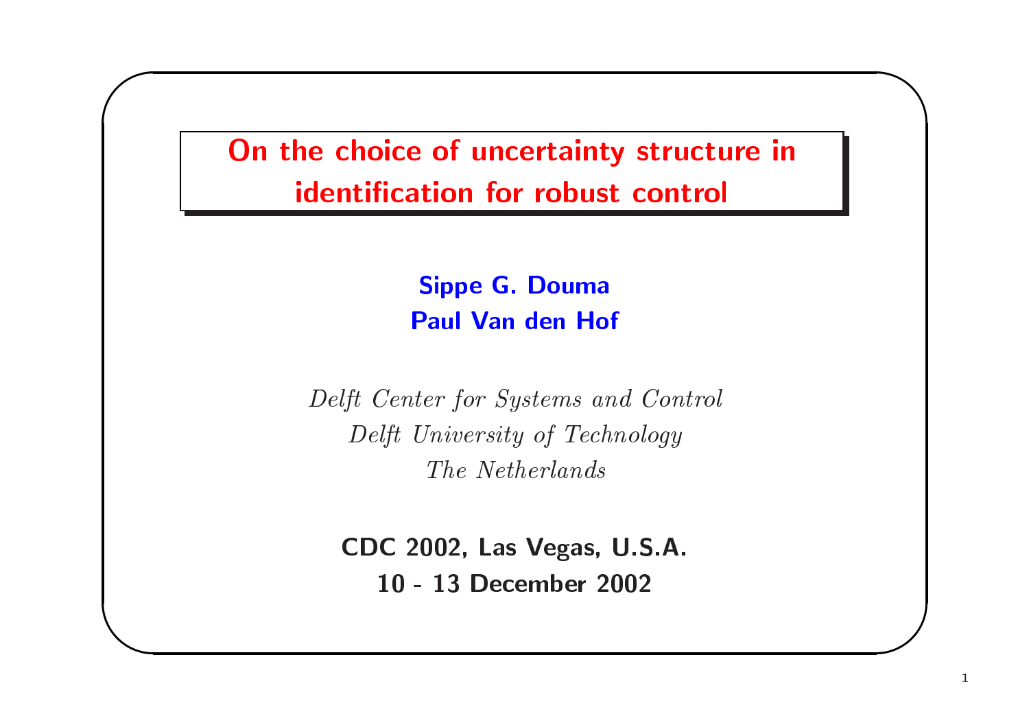# On the choice of uncertainty structure in identification for robust control

**Sippe G. Douma**
**Paul Van den Hof**

*Delft Center for Systems and Control*
*Delft University of Technology*
*The Netherlands*

**CDC 2002, Las Vegas, U.S.A.**
**10 - 13 December 2002**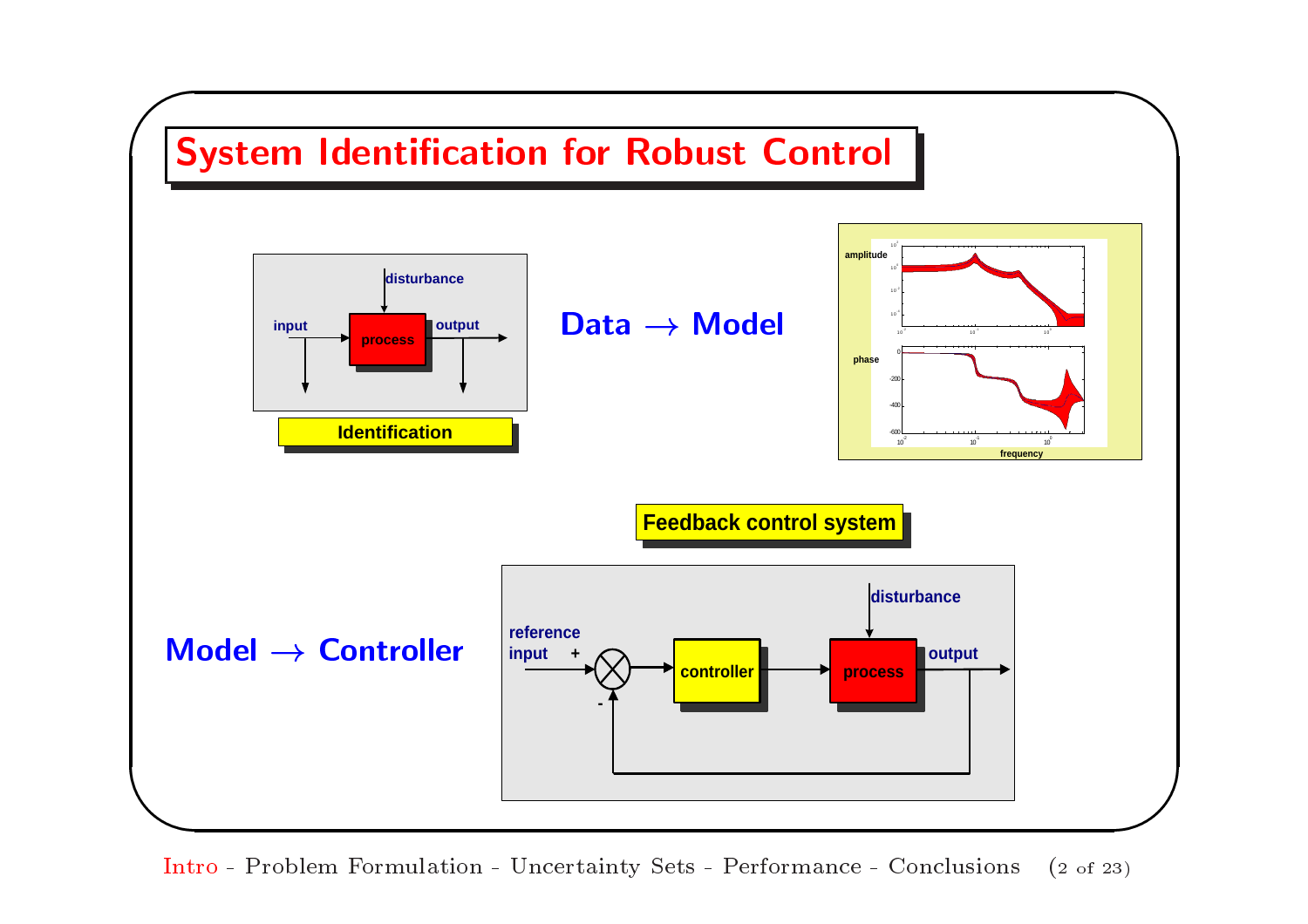# System Identification for Robust Control

disturbance

input — process — output

**Identification**

**Data → Model**

amplitude

phase

frequency

**Feedback control system**

**Model → Controller**

reference input + — controller — process — output

disturbance

-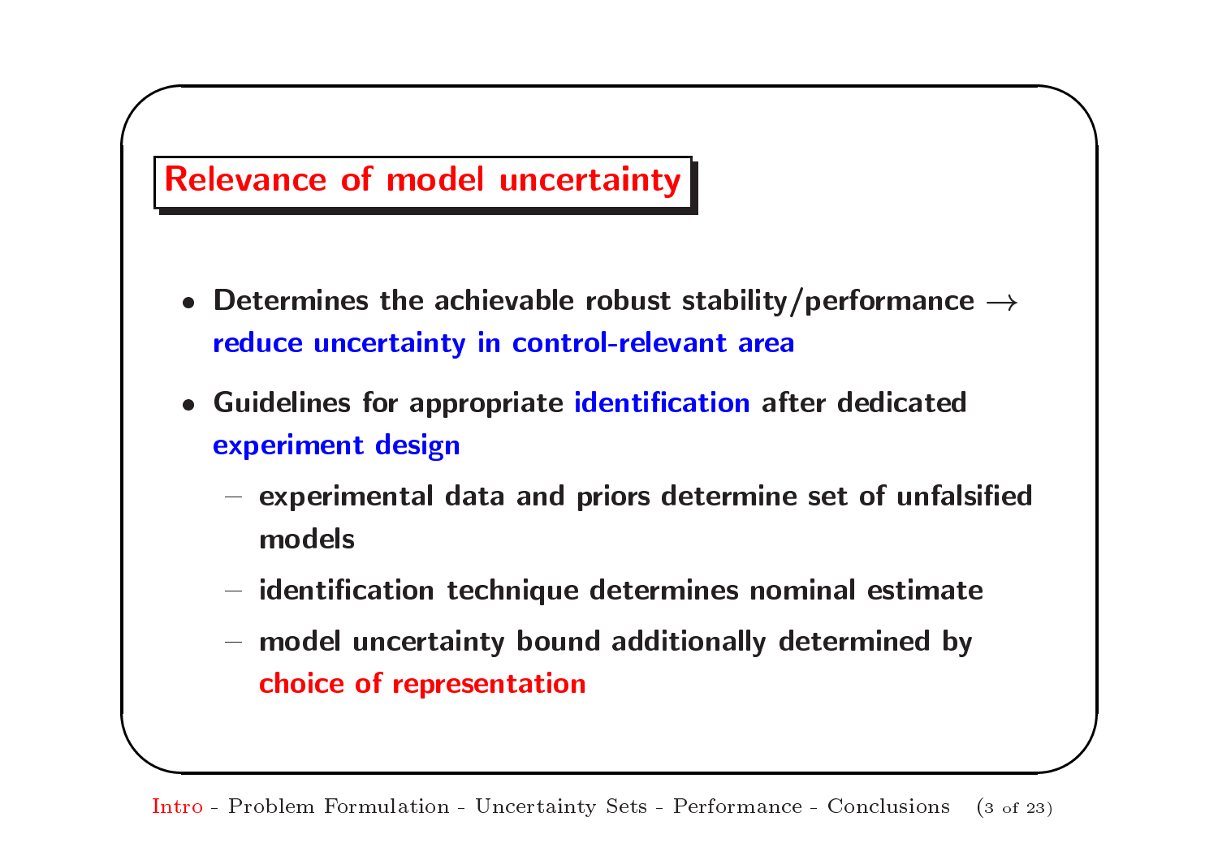## Relevance of model uncertainty

- Determines the achievable robust stability/performance $\rightarrow$ reduce uncertainty in control-relevant area
- Guidelines for appropriate identification after dedicated experiment design
  - experimental data and priors determine set of unfalsified models
  - identification technique determines nominal estimate
  - model uncertainty bound additionally determined by choice of representation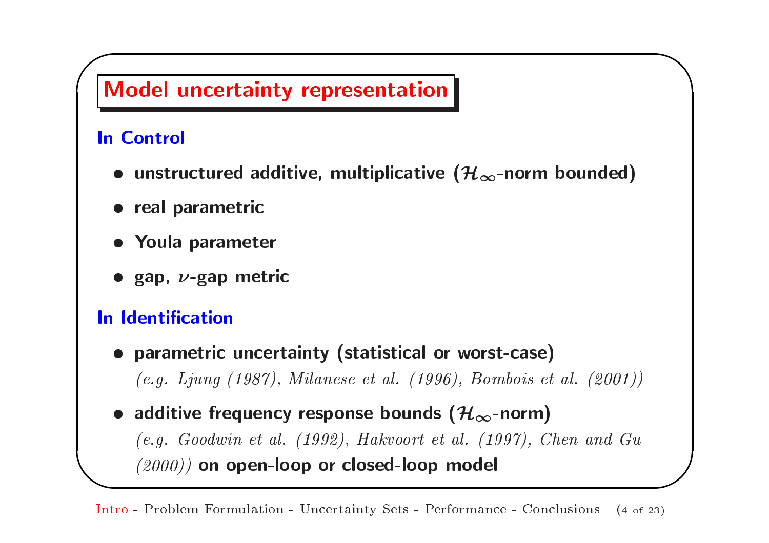# Model uncertainty representation

## In Control

- **unstructured additive, multiplicative ($\mathcal{H}_\infty$-norm bounded)**
- **real parametric**
- **Youla parameter**
- **gap, $\nu$-gap metric**

## In Identification

- **parametric uncertainty (statistical or worst-case)**
  *(e.g. Ljung (1987), Milanese et al. (1996), Bombois et al. (2001))*
- **additive frequency response bounds ($\mathcal{H}_\infty$-norm)**
  *(e.g. Goodwin et al. (1992), Hakvoort et al. (1997), Chen and Gu (2000))* **on open-loop or closed-loop model**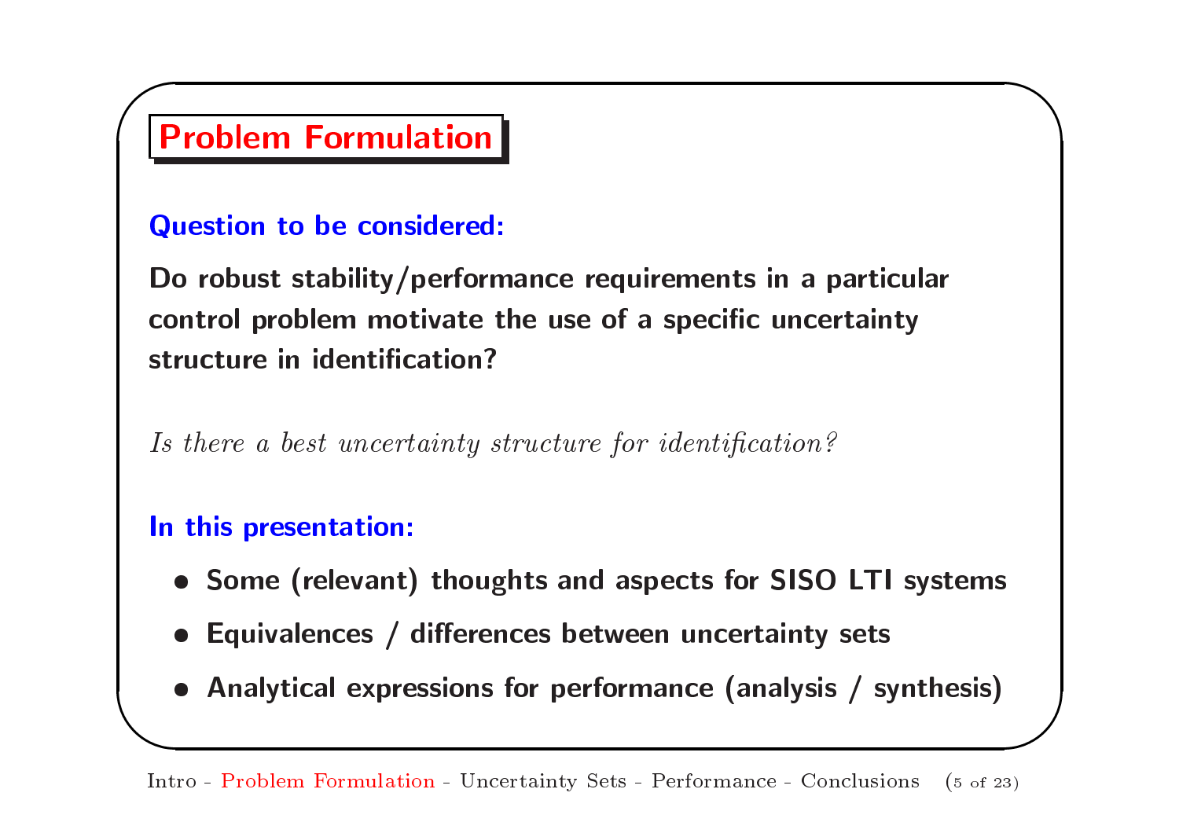# Problem Formulation

**Question to be considered:**

**Do robust stability/performance requirements in a particular control problem motivate the use of a specific uncertainty structure in identification?**

*Is there a best uncertainty structure for identification?*

**In this presentation:**

- **Some (relevant) thoughts and aspects for SISO LTI systems**
- **Equivalences / differences between uncertainty sets**
- **Analytical expressions for performance (analysis / synthesis)**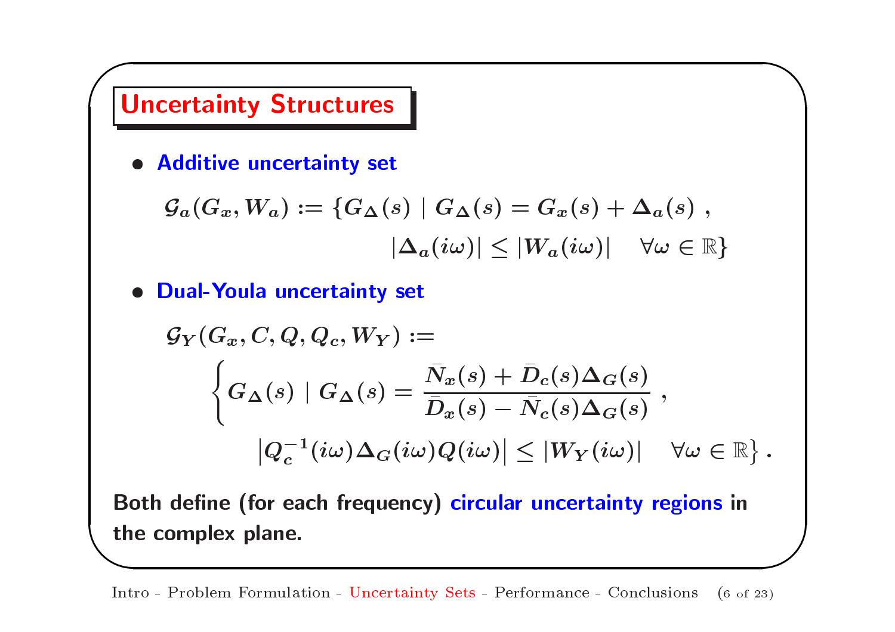## Uncertainty Structures

- **Additive uncertainty set**

$$\mathcal{G}_a(G_x, W_a) := \{G_\Delta(s) \mid G_\Delta(s) = G_x(s) + \Delta_a(s) \ , \quad |\Delta_a(i\omega)| \leq |W_a(i\omega)| \quad \forall \omega \in \mathbb{R}\}$$

- **Dual-Youla uncertainty set**

$$\mathcal{G}_Y(G_x, C, Q, Q_c, W_Y) := \left\{ G_\Delta(s) \mid G_\Delta(s) = \frac{\bar{N}_x(s) + \bar{D}_c(s)\Delta_G(s)}{\bar{D}_x(s) - \bar{N}_c(s)\Delta_G(s)} \ , \quad \left|Q_c^{-1}(i\omega)\Delta_G(i\omega)Q(i\omega)\right| \leq |W_Y(i\omega)| \quad \forall \omega \in \mathbb{R} \right\} .$$

**Both define (for each frequency) circular uncertainty regions in the complex plane.**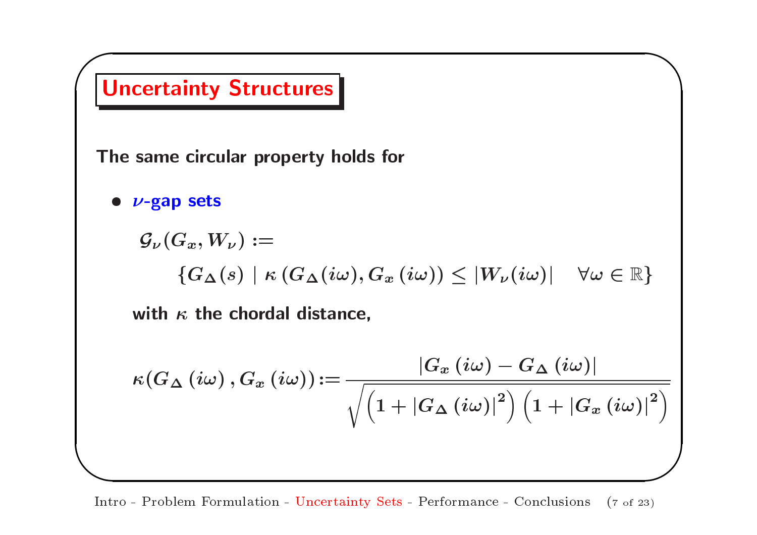## Uncertainty Structures

**The same circular property holds for**

- **$\nu$-gap sets**

$$\mathcal{G}_\nu(G_x, W_\nu) := \left\{ G_\Delta(s) \mid \kappa\left(G_\Delta(i\omega), G_x(i\omega)\right) \leq |W_\nu(i\omega)| \quad \forall \omega \in \mathbb{R} \right\}$$

**with $\kappa$ the chordal distance,**

$$\kappa(G_\Delta(i\omega), G_x(i\omega)) := \frac{|G_x(i\omega) - G_\Delta(i\omega)|}{\sqrt{\left(1 + |G_\Delta(i\omega)|^2\right)\left(1 + |G_x(i\omega)|^2\right)}}$$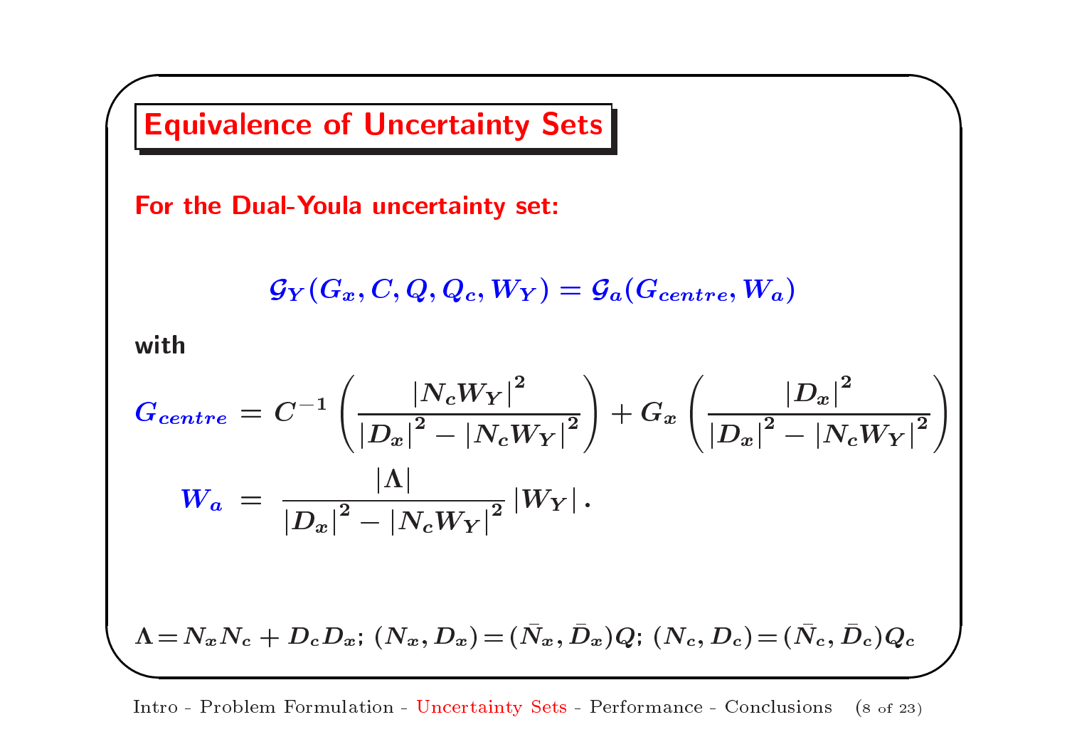# Equivalence of Uncertainty Sets

**For the Dual-Youla uncertainty set:**

$$\mathcal{G}_Y(G_x, C, Q, Q_c, W_Y) = \mathcal{G}_a(G_{centre}, W_a)$$

with

$$G_{centre} = C^{-1}\left(\frac{|N_c W_Y|^2}{|D_x|^2 - |N_c W_Y|^2}\right) + G_x\left(\frac{|D_x|^2}{|D_x|^2 - |N_c W_Y|^2}\right)$$

$$W_a = \frac{|\Lambda|}{|D_x|^2 - |N_c W_Y|^2}\,|W_Y|\,.$$

$\Lambda = N_x N_c + D_c D_x$; $(N_x, D_x) = (\bar{N}_x, \bar{D}_x)Q$; $(N_c, D_c) = (\bar{N}_c, \bar{D}_c)Q_c$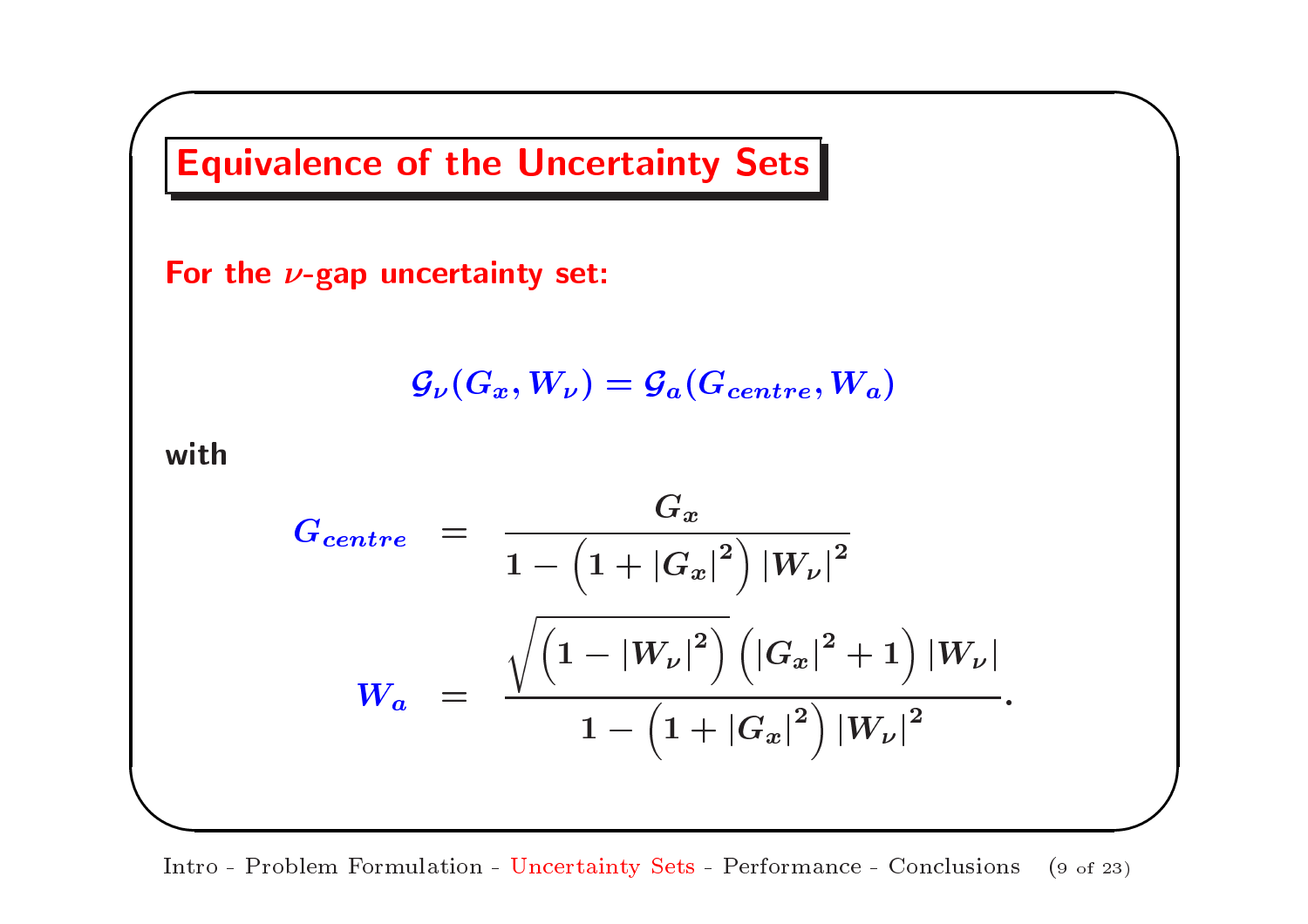# Equivalence of the Uncertainty Sets

**For the $\nu$-gap uncertainty set:**

$$\mathcal{G}_\nu(G_x, W_\nu) = \mathcal{G}_a(G_{centre}, W_a)$$

**with**

$$
\begin{aligned}
G_{centre} &= \frac{G_x}{1 - \left(1 + |G_x|^2\right)|W_\nu|^2} \\
W_a &= \frac{\sqrt{\left(1 - |W_\nu|^2\right)}\left(|G_x|^2 + 1\right)|W_\nu|}{1 - \left(1 + |G_x|^2\right)|W_\nu|^2}.
\end{aligned}
$$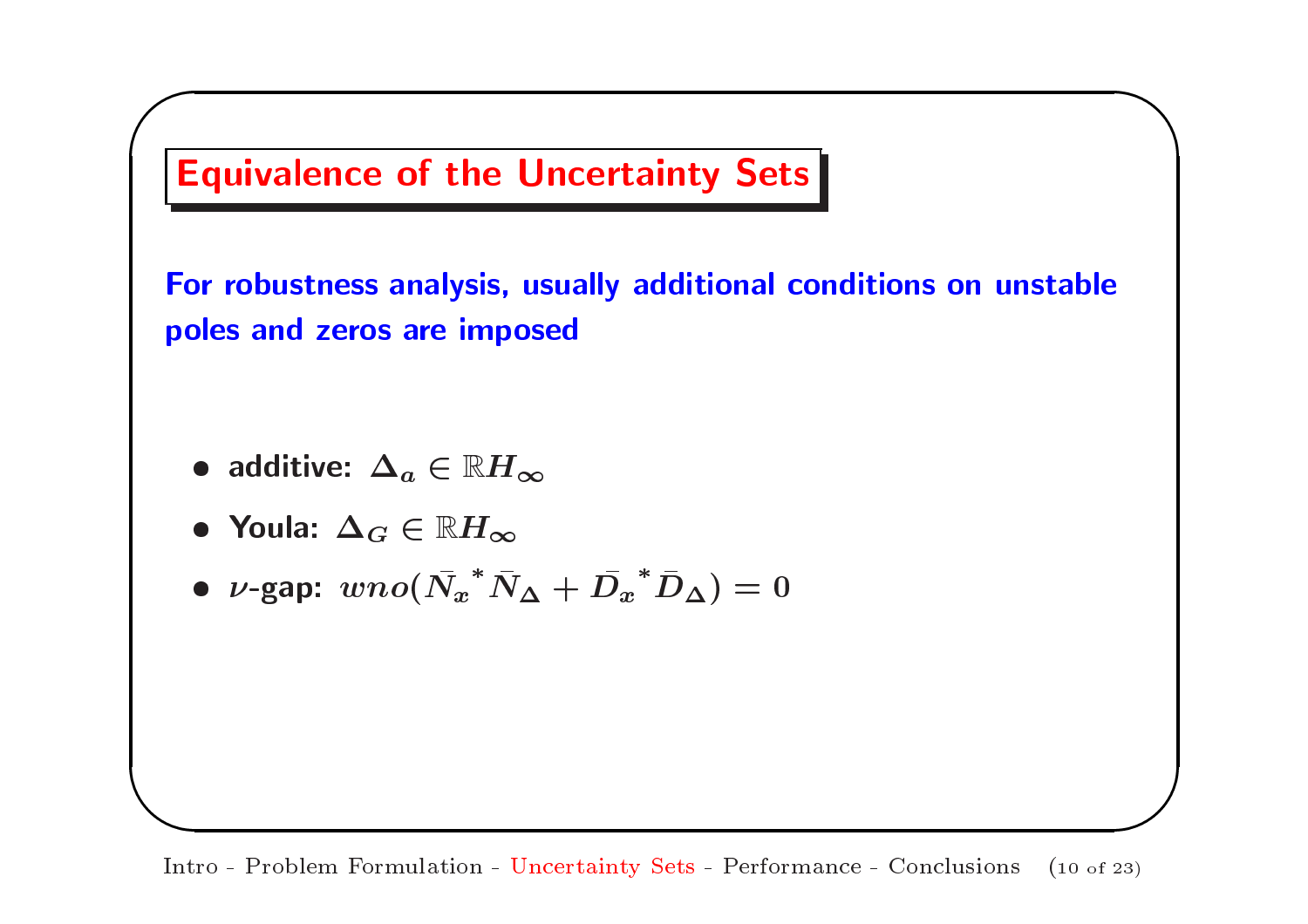## Equivalence of the Uncertainty Sets

**For robustness analysis, usually additional conditions on unstable poles and zeros are imposed**

- **additive:** $\boldsymbol{\Delta_a} \in \mathbb{R}\boldsymbol{H_\infty}$
- **Youla:** $\boldsymbol{\Delta_G} \in \mathbb{R}\boldsymbol{H_\infty}$
- $\boldsymbol{\nu}$**-gap:** $wno(\bar{N_x}^* \bar{N}_{\Delta} + \bar{D_x}^* \bar{D}_{\Delta}) = 0$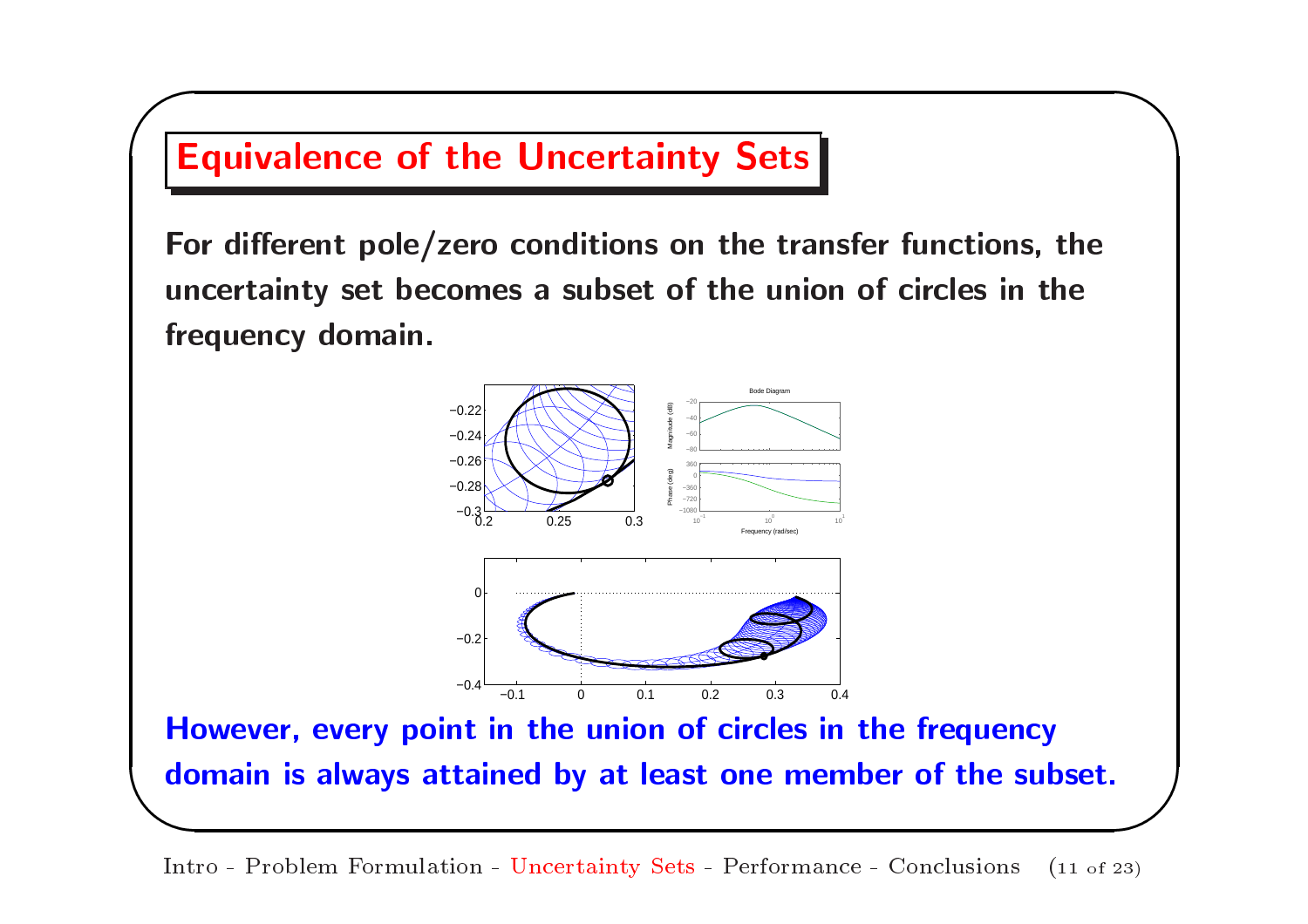## Equivalence of the Uncertainty Sets

**For different pole/zero conditions on the transfer functions, the uncertainty set becomes a subset of the union of circles in the frequency domain.**

**However, every point in the union of circles in the frequency domain is always attained by at least one member of the subset.**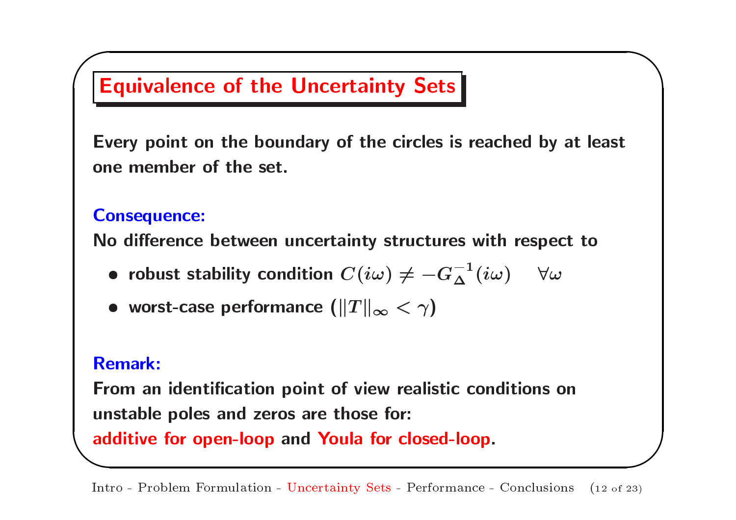# Equivalence of the Uncertainty Sets

Every point on the boundary of the circles is reached by at least one member of the set.

**Consequence:**

No difference between uncertainty structures with respect to

- robust stability condition $C(i\omega) \neq -G_{\Delta}^{-1}(i\omega) \quad \forall \omega$
- worst-case performance ($\|T\|_{\infty} < \gamma$)

**Remark:**

From an identification point of view realistic conditions on unstable poles and zeros are those for:

**additive for open-loop** and **Youla for closed-loop**.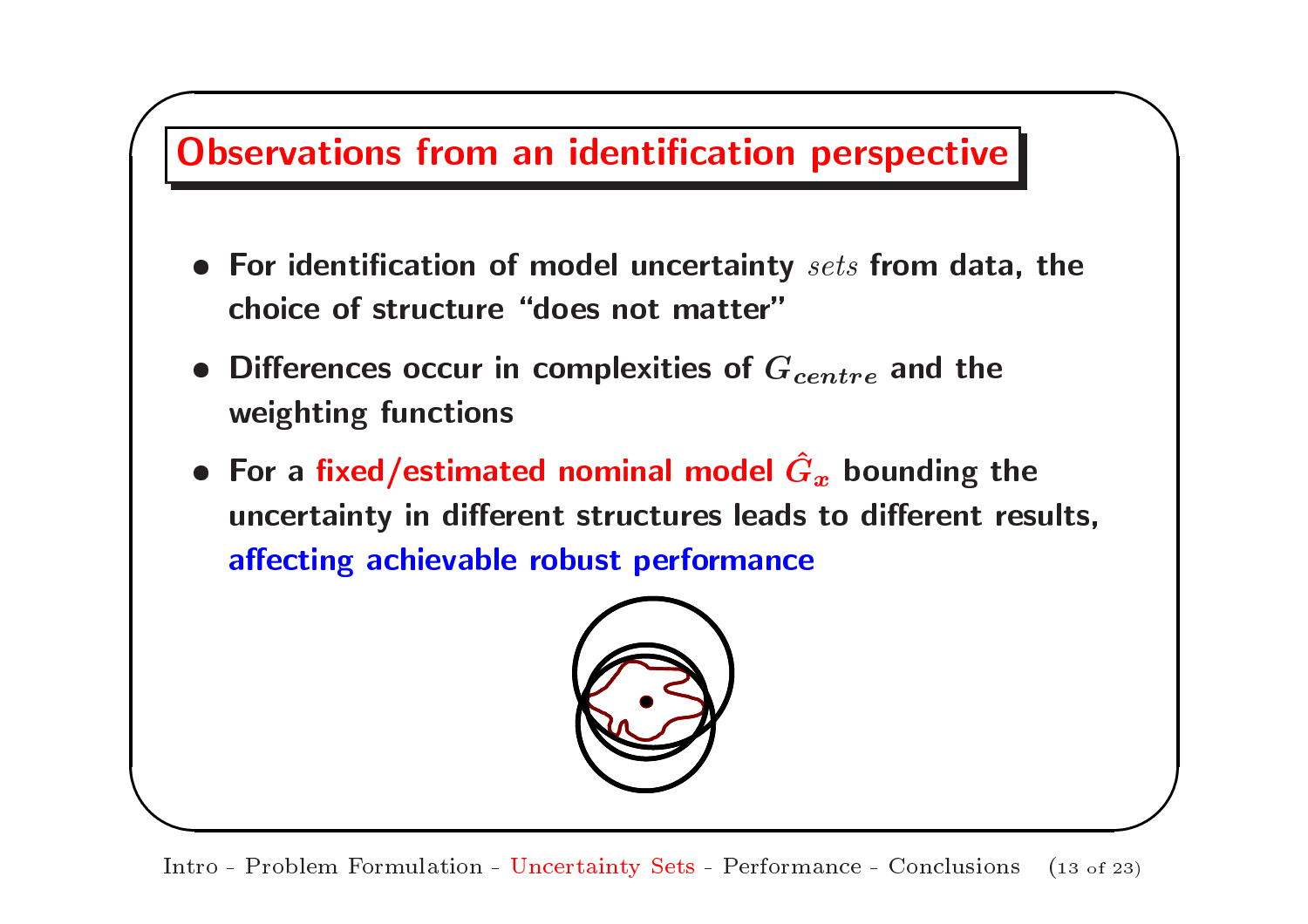# Observations from an identification perspective

- For identification of model uncertainty *sets* from data, the choice of structure "does not matter"
- Differences occur in complexities of $G_{centre}$ and the weighting functions
- For a fixed/estimated nominal model $\hat{G}_x$ bounding the uncertainty in different structures leads to different results, affecting achievable robust performance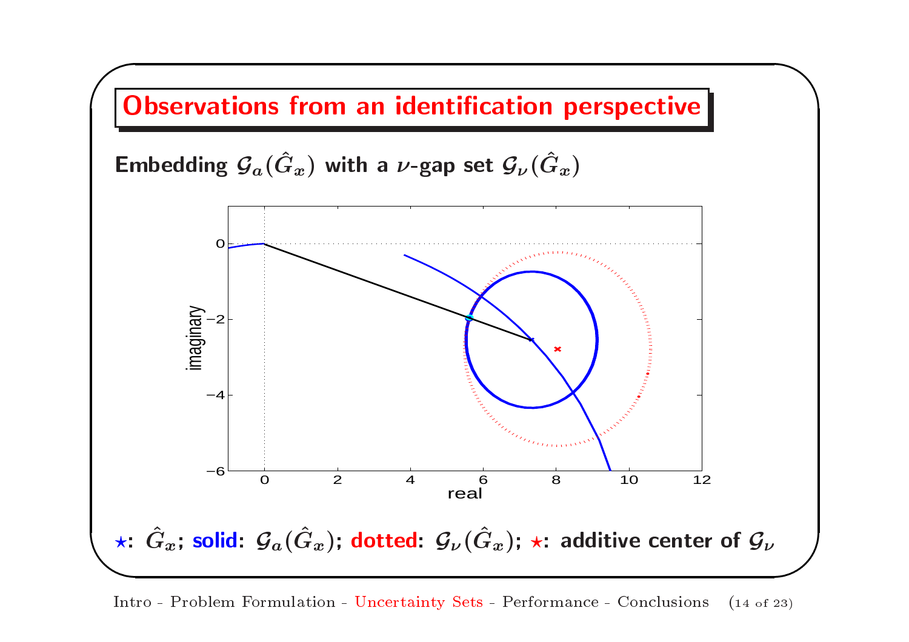# Observations from an identification perspective

**Embedding $\mathcal{G}_a(\hat{G}_x)$ with a $\nu$-gap set $\mathcal{G}_\nu(\hat{G}_x)$**

$\star$: $\hat{G}_x$; **solid**: $\mathcal{G}_a(\hat{G}_x)$; **dotted**: $\mathcal{G}_\nu(\hat{G}_x)$; $\star$: additive center of $\mathcal{G}_\nu$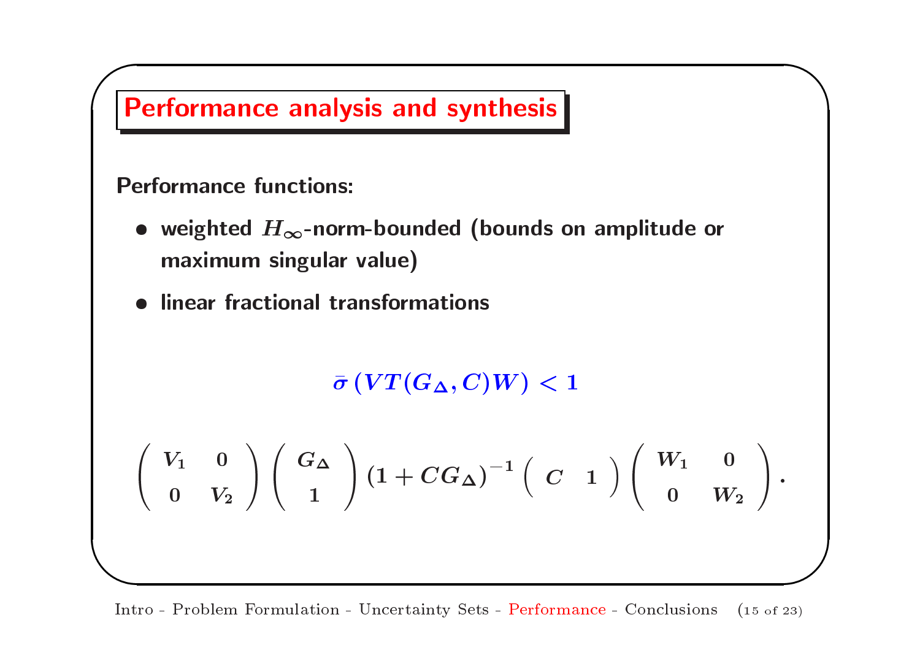## Performance analysis and synthesis

**Performance functions:**

- weighted $H_\infty$-norm-bounded (bounds on amplitude or maximum singular value)
- linear fractional transformations

$$\bar{\sigma}\left(VT(G_\Delta, C)W\right) < 1$$

$$\begin{pmatrix} V_1 & 0 \\ 0 & V_2 \end{pmatrix} \begin{pmatrix} G_\Delta \\ 1 \end{pmatrix} \left(1 + CG_\Delta\right)^{-1} \begin{pmatrix} C & 1 \end{pmatrix} \begin{pmatrix} W_1 & 0 \\ 0 & W_2 \end{pmatrix}.$$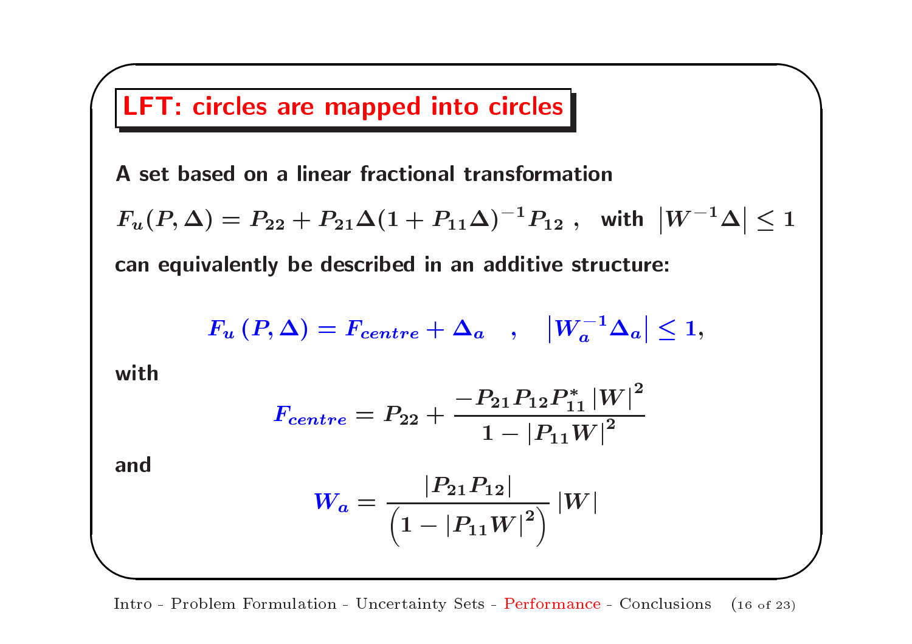## LFT: circles are mapped into circles

**A set based on a linear fractional transformation**

$$F_u(P, \Delta) = P_{22} + P_{21}\Delta(1 + P_{11}\Delta)^{-1}P_{12}\ , \quad \text{with } \left|W^{-1}\Delta\right| \leq 1$$

**can equivalently be described in an additive structure:**

$$F_u\left(P, \Delta\right) = F_{centre} + \Delta_a \quad , \quad \left|W_a^{-1}\Delta_a\right| \leq 1,$$

**with**

$$F_{centre} = P_{22} + \frac{-P_{21}P_{12}P_{11}^{*}\left|W\right|^2}{1 - \left|P_{11}W\right|^2}$$

**and**

$$W_a = \frac{\left|P_{21}P_{12}\right|}{\left(1 - \left|P_{11}W\right|^2\right)}\left|W\right|$$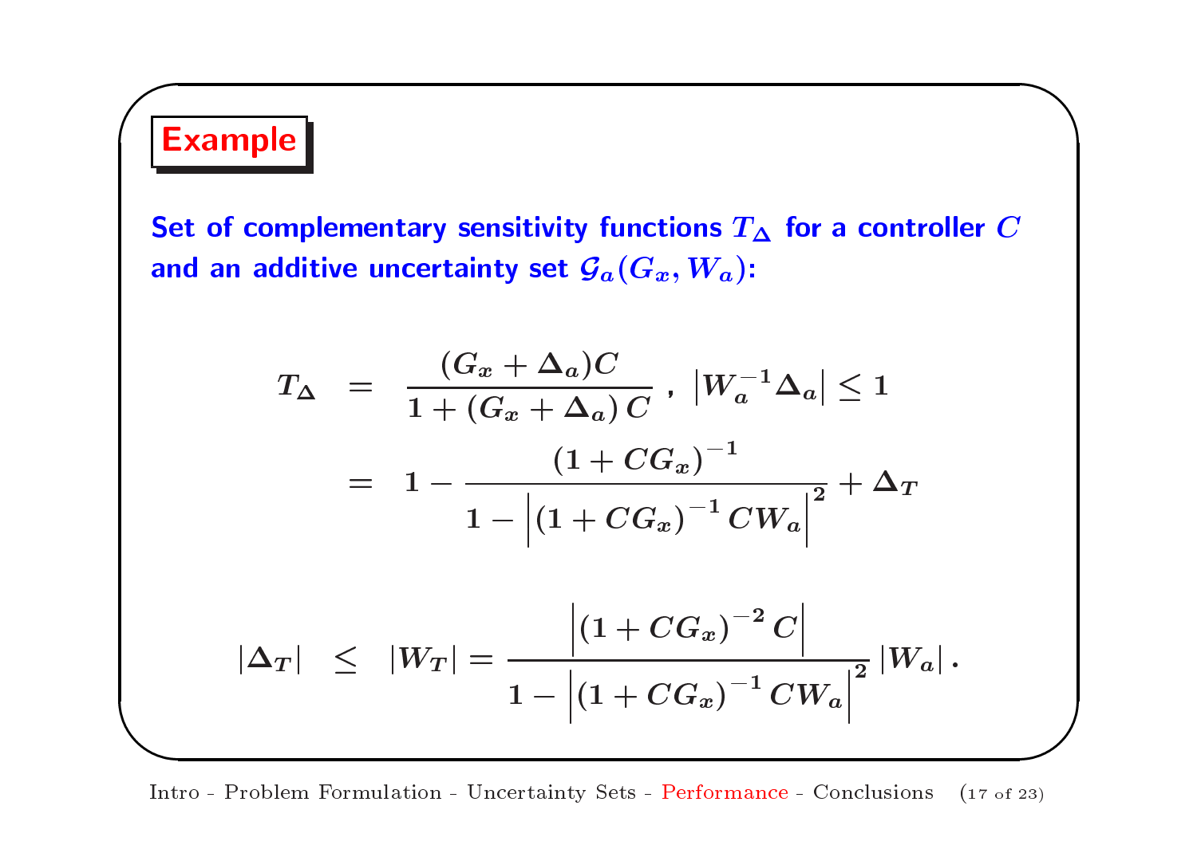## Example

**Set of complementary sensitivity functions $T_\Delta$ for a controller $C$ and an additive uncertainty set $\mathcal{G}_a(G_x, W_a)$:**

$$
\begin{aligned}
T_\Delta &= \frac{(G_x + \Delta_a)C}{1 + (G_x + \Delta_a)\, C}\ ,\ \left|W_a^{-1}\Delta_a\right| \leq 1 \\
&= 1 - \frac{(1 + CG_x)^{-1}}{1 - \left|(1 + CG_x)^{-1}\, CW_a\right|^2} + \Delta_T
\end{aligned}
$$

$$
|\Delta_T| \leq |W_T| = \frac{\left|(1 + CG_x)^{-2}\, C\right|}{1 - \left|(1 + CG_x)^{-1}\, CW_a\right|^2}\, |W_a|\, .
$$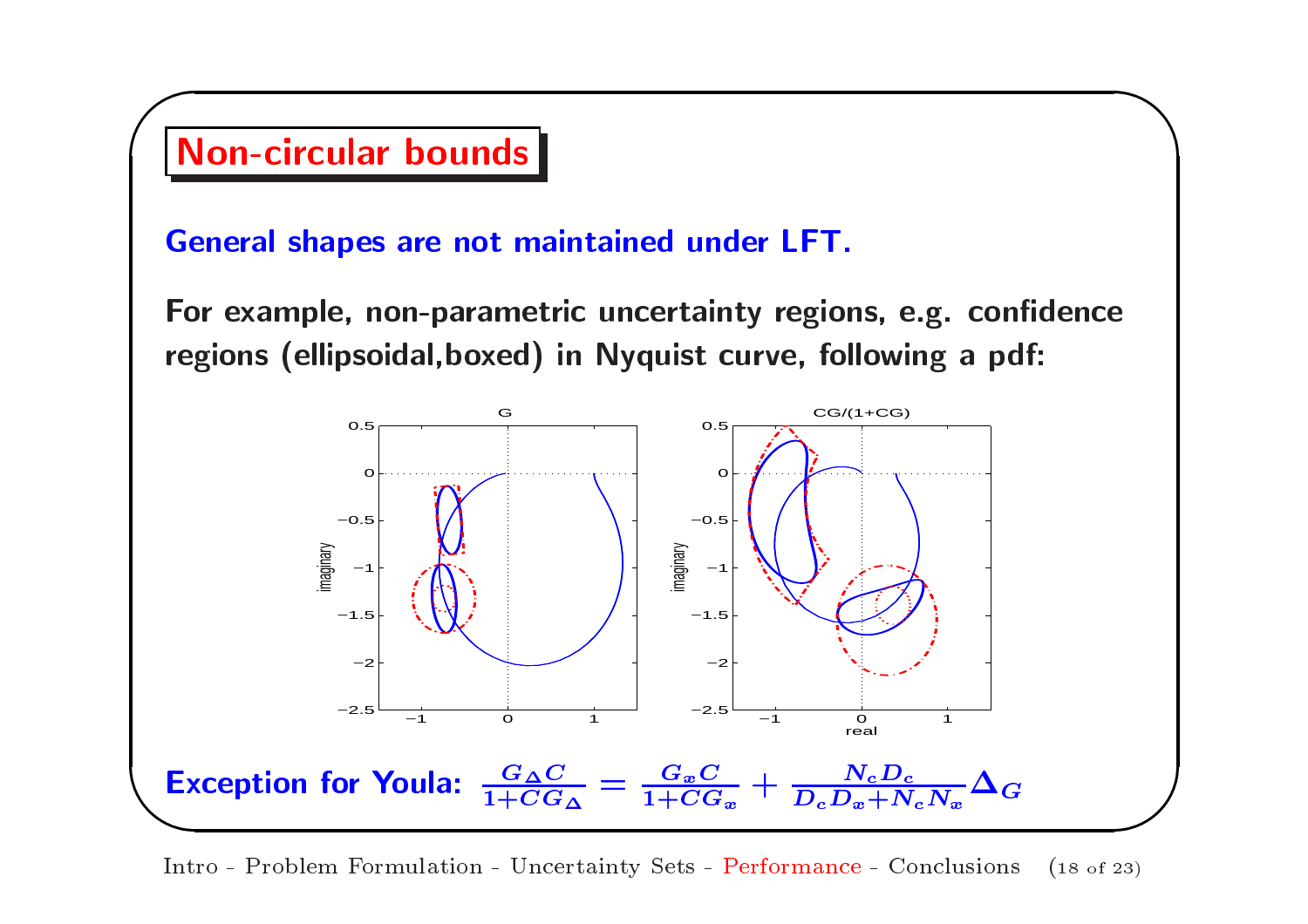## Non-circular bounds

**General shapes are not maintained under LFT.**

**For example, non-parametric uncertainty regions, e.g. confidence regions (ellipsoidal,boxed) in Nyquist curve, following a pdf:**

**Exception for Youla:** $\frac{G_\Delta C}{1+CG_\Delta} = \frac{G_x C}{1+CG_x} + \frac{N_c D_c}{D_c D_x + N_c N_x}\Delta_G$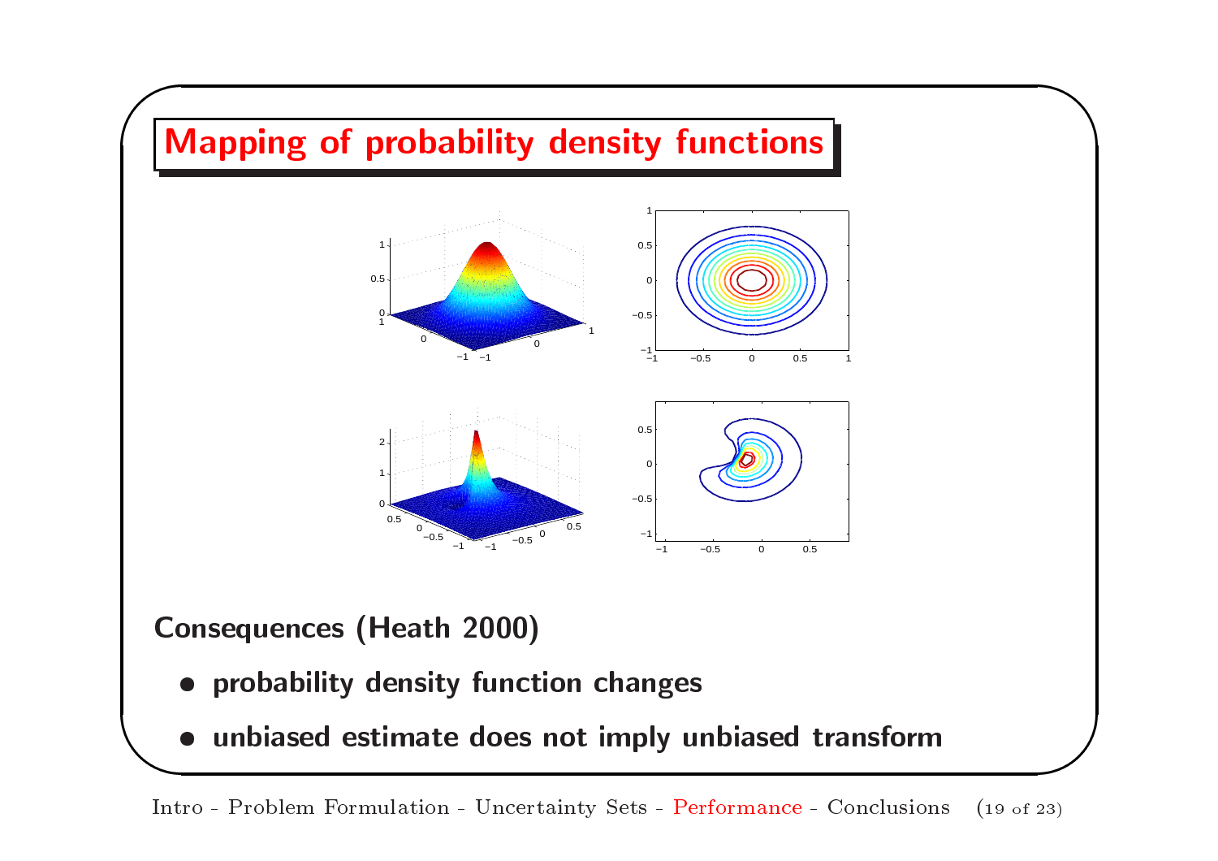# Mapping of probability density functions

**Consequences (Heath 2000)**

- **probability density function changes**
- **unbiased estimate does not imply unbiased transform**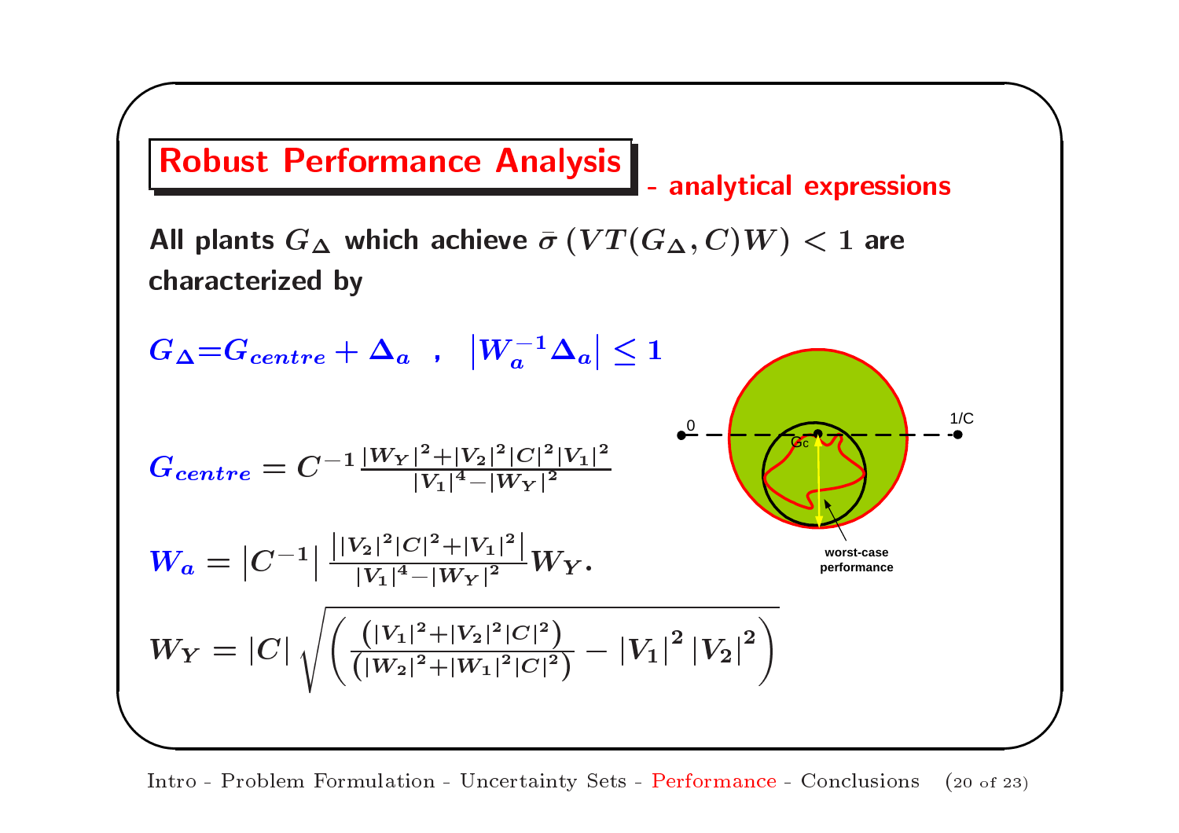# Robust Performance Analysis - analytical expressions

All plants $G_\Delta$ which achieve $\bar{\sigma}\left(VT(G_\Delta, C)W\right) < 1$ are characterized by

$$G_\Delta = G_{centre} + \Delta_a \quad , \quad \left|W_a^{-1}\Delta_a\right| \leq 1$$

$$G_{centre} = C^{-1}\frac{|W_Y|^2 + |V_2|^2|C|^2|V_1|^2}{|V_1|^4 - |W_Y|^2}$$

$$W_a = \left|C^{-1}\right| \frac{\left||V_2|^2|C|^2 + |V_1|^2\right|}{|V_1|^4 - |W_Y|^2} W_Y.$$

$$W_Y = |C|\sqrt{\left(\frac{\left(|V_1|^2 + |V_2|^2|C|^2\right)}{\left(|W_2|^2 + |W_1|^2|C|^2\right)} - |V_1|^2\,|V_2|^2\right)}$$

0 — Gc — 1/C

worst-case performance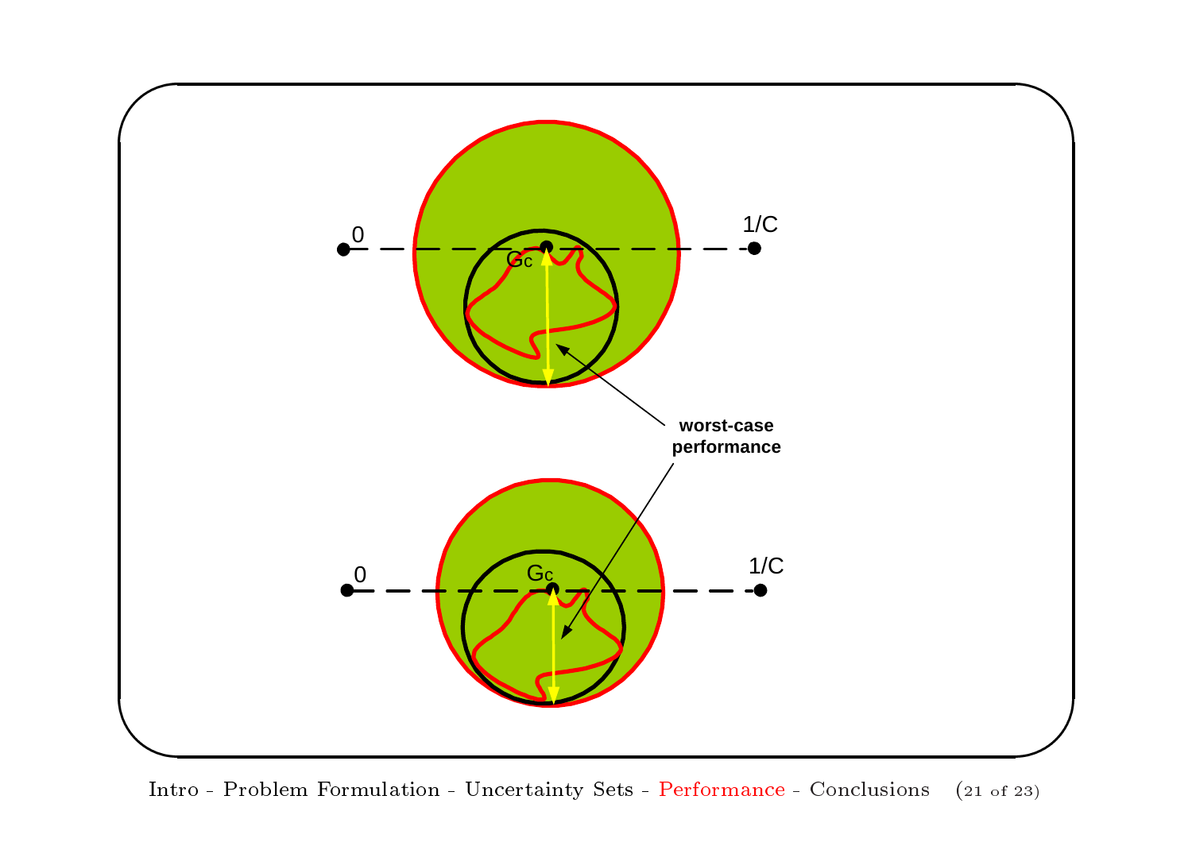0 — $G_c$ — 1/C

worst-case performance

0 — $G_c$ — 1/C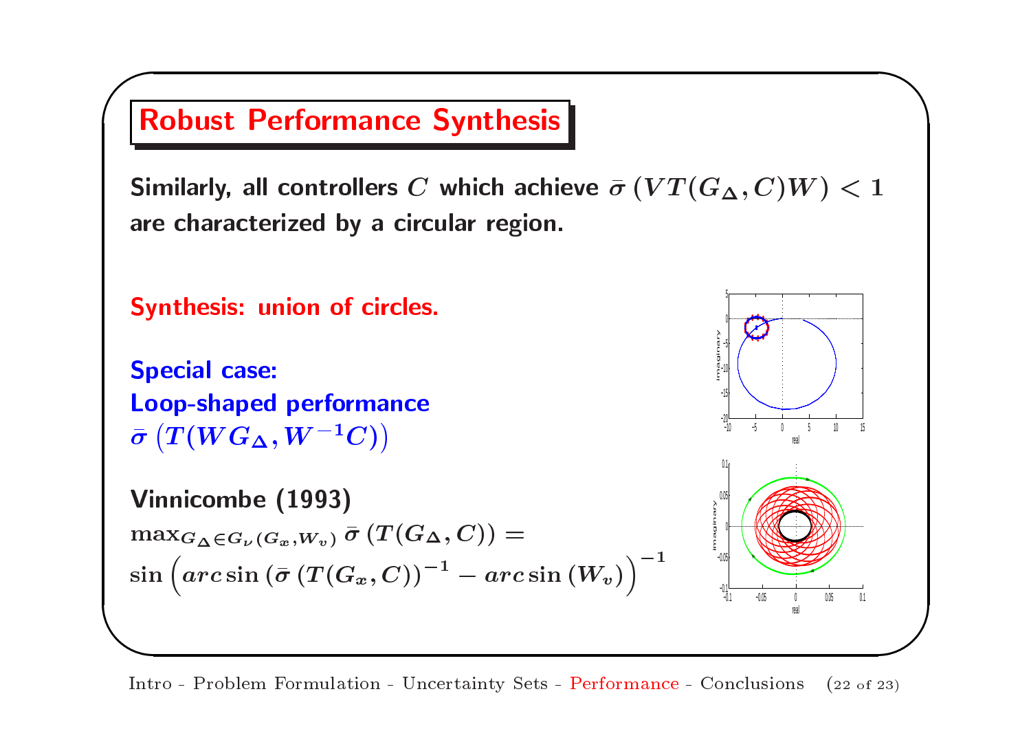## Robust Performance Synthesis

Similarly, all controllers $C$ which achieve $\bar{\sigma}\left(VT(G_\Delta, C)W\right) < 1$ are characterized by a circular region.

**Synthesis: union of circles.**

**Special case:**
**Loop-shaped performance**
$\bar{\sigma}\left(T(WG_\Delta, W^{-1}C)\right)$

**Vinnicombe (1993)**

$$\max_{G_\Delta \in G_\nu(G_x, W_v)} \bar{\sigma}\left(T(G_\Delta, C)\right) = \sin\left(arc\sin\left(\bar{\sigma}\left(T(G_x, C)\right)\right)^{-1} - arc\sin\left(W_v\right)\right)^{-1}$$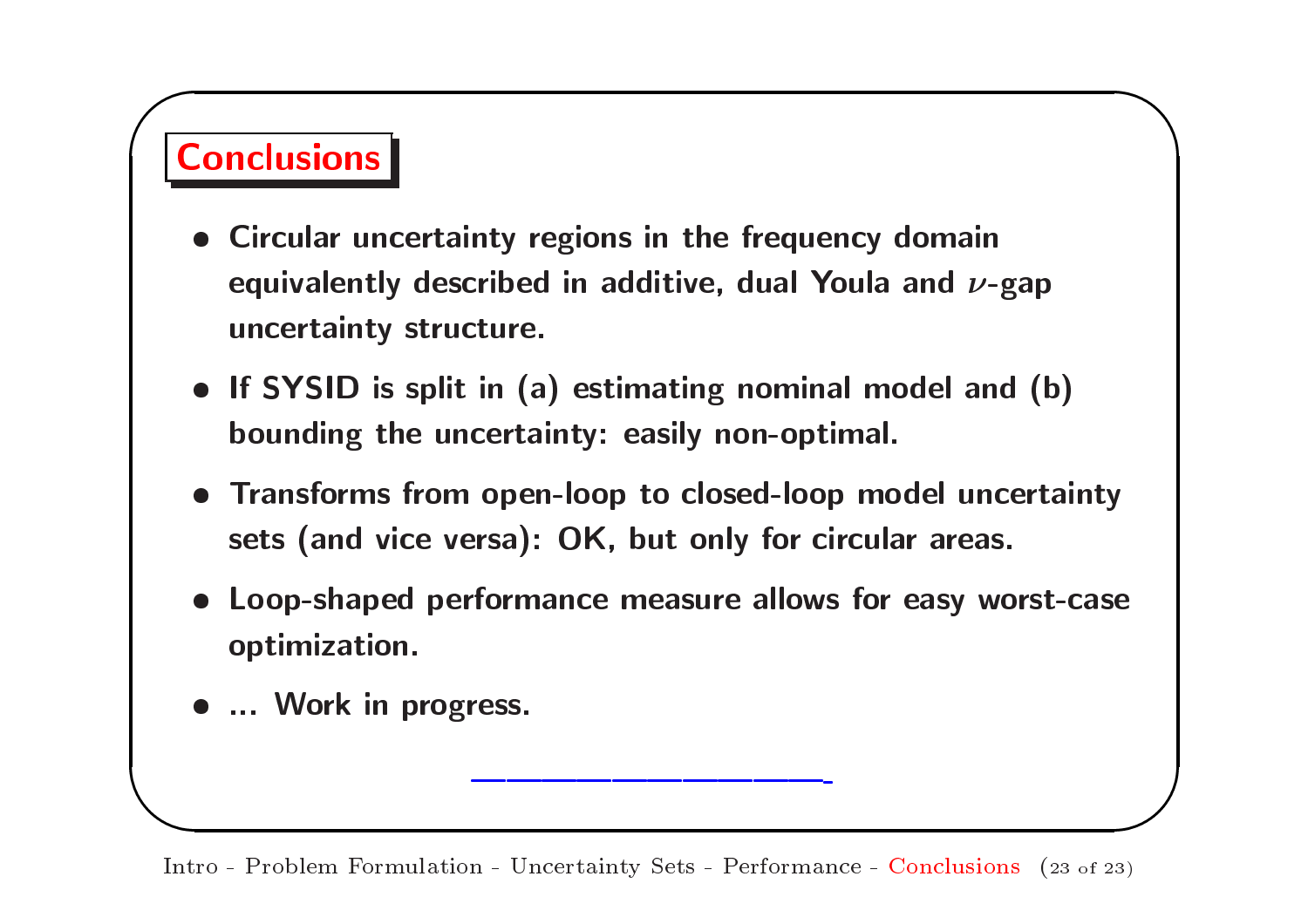# Conclusions

- **Circular uncertainty regions in the frequency domain equivalently described in additive, dual Youla and $\nu$-gap uncertainty structure.**
- **If SYSID is split in (a) estimating nominal model and (b) bounding the uncertainty: easily non-optimal.**
- **Transforms from open-loop to closed-loop model uncertainty sets (and vice versa): OK, but only for circular areas.**
- **Loop-shaped performance measure allows for easy worst-case optimization.**
- **... Work in progress.**